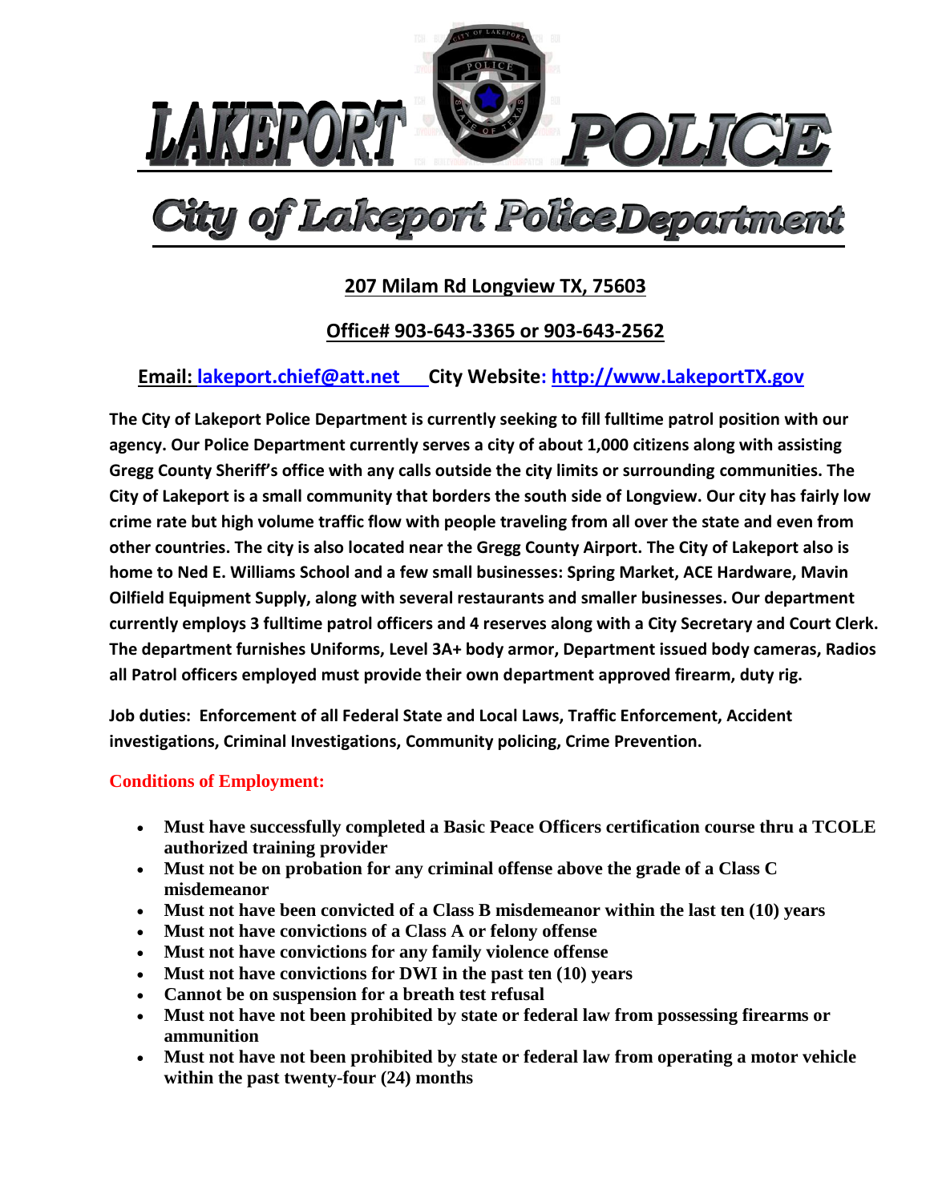# LAKEPORT POLICE

## City of Lakeport Police Department

**207 Milam Rd Longview TX, 75603**

**Office# 903-643-3365 or 903-643-2562**

**Email: lakeport.chief@att.net City Website: http://www.LakeportTX.gov**

**The City of Lakeport Police Department is currently seeking to fill fulltime patrol position with our agency. Our Police Department currently serves a city of about 1,000 citizens along with assisting Gregg County Sheriff's office with any calls outside the city limits or surrounding communities. The City of Lakeport is a small community that borders the south side of Longview. Our city has fairly low crime rate but high volume traffic flow with people traveling from all over the state and even from other countries. The city is also located near the Gregg County Airport. The City of Lakeport also is home to Ned E. Williams School and a few small businesses: Spring Market, ACE Hardware, Mavin Oilfield Equipment Supply, along with several restaurants and smaller businesses. Our department currently employs 3 fulltime patrol officers and 4 reserves along with a City Secretary and Court Clerk. The department furnishes Uniforms, Level 3A+ body armor, Department issued body cameras, Radios all Patrol officers employed must provide their own department approved firearm, duty rig.**

**Job duties: Enforcement of all Federal State and Local Laws, Traffic Enforcement, Accident investigations, Criminal Investigations, Community policing, Crime Prevention.**

**Conditions of Employment:**

- **Must have successfully completed a Basic Peace Officers certification course thru a TCOLE authorized training provider**
- **Must not be on probation for any criminal offense above the grade of a Class C misdemeanor**
- **Must not have been convicted of a Class B misdemeanor within the last ten (10) years**
- **Must not have convictions of a Class A or felony offense**
- **Must not have convictions for any family violence offense**
- **Must not have convictions for DWI in the past ten (10) years**
- **Cannot be on suspension for a breath test refusal**
- **Must not have not been prohibited by state or federal law from possessing firearms or ammunition**
- **Must not have not been prohibited by state or federal law from operating a motor vehicle within the past twenty-four (24) months**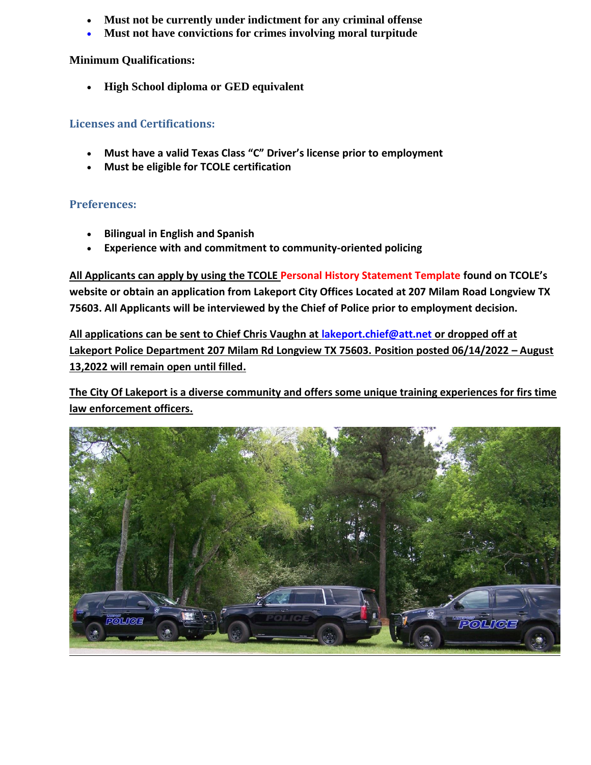- **Must not be currently under indictment for any criminal offense**
- **Must not have convictions for crimes involving moral turpitude**

**Minimum Qualifications:**

- **High School diploma or GED equivalent**

### Licenses and Certifications:

- **Must have a valid Texas Class "C" Driver's license prior to employment**
- **Must be eligible for TCOLE certification**

### Preferences:

- **Bilingual in English and Spanish**
- **Experience with and commitment to community-oriented policing**

**All Applicants can apply by using the TCOLE Personal History Statement Template found on TCOLE's website or obtain an application from Lakeport City Offices Located at 207 Milam Road Longview TX 75603. All Applicants will be interviewed by the Chief of Police prior to employment decision.**

**All applications can be sent to Chief Chris Vaughn at lakeport.chief@att.net or dropped off at Lakeport Police Department 207 Milam Rd Longview TX 75603. Position posted 06/14/2022 – August 13,2022 will remain open until filled.**

**The City Of Lakeport is a diverse community and offers some unique training experiences for firs time law enforcement officers.**